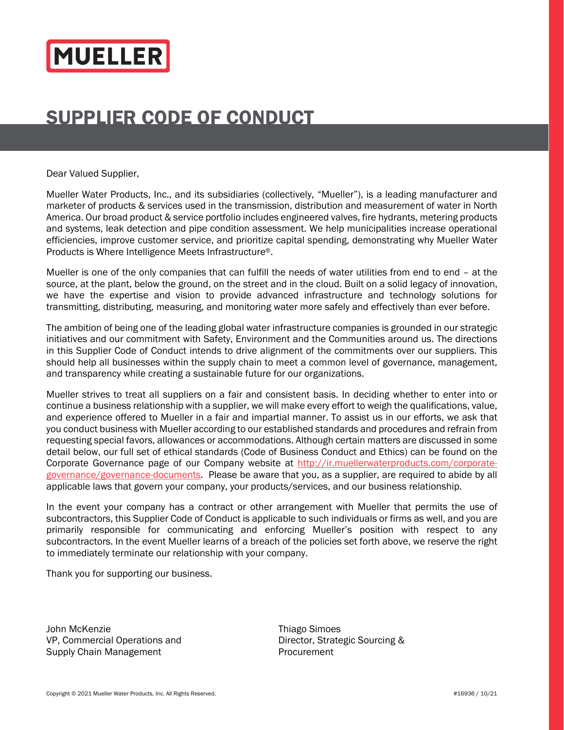MUELLER

# SUPPLIER CODE OF CONDUCT

Dear Valued Supplier,

Mueller Water Products, Inc., and its subsidiaries (collectively, "Mueller"), is a leading manufacturer and marketer of products & services used in the transmission, distribution and measurement of water in North America. Our broad product & service portfolio includes engineered valves, fire hydrants, metering products and systems, leak detection and pipe condition assessment. We help municipalities increase operational efficiencies, improve customer service, and prioritize capital spending, demonstrating why Mueller Water Products is Where Intelligence Meets Infrastructure®.

Mueller is one of the only companies that can fulfill the needs of water utilities from end to end – at the source, at the plant, below the ground, on the street and in the cloud. Built on a solid legacy of innovation, we have the expertise and vision to provide advanced infrastructure and technology solutions for transmitting, distributing, measuring, and monitoring water more safely and effectively than ever before.

The ambition of being one of the leading global water infrastructure companies is grounded in our strategic initiatives and our commitment with Safety, Environment and the Communities around us. The directions in this Supplier Code of Conduct intends to drive alignment of the commitments over our suppliers. This should help all businesses within the supply chain to meet a common level of governance, management, and transparency while creating a sustainable future for our organizations.

Mueller strives to treat all suppliers on a fair and consistent basis. In deciding whether to enter into or continue a business relationship with a supplier, we will make every effort to weigh the qualifications, value, and experience offered to Mueller in a fair and impartial manner. To assist us in our efforts, we ask that you conduct business with Mueller according to our established standards and procedures and refrain from requesting special favors, allowances or accommodations. Although certain matters are discussed in some detail below, our full set of ethical standards (Code of Business Conduct and Ethics) can be found on the Corporate Governance page of our Company website at http://ir.muellerwaterproducts.com/corporate-governance/governance-documents. Please be aware that you, as a supplier, are required to abide by all applicable laws that govern your company, your products/services, and our business relationship.

In the event your company has a contract or other arrangement with Mueller that permits the use of subcontractors, this Supplier Code of Conduct is applicable to such individuals or firms as well, and you are primarily responsible for communicating and enforcing Mueller's position with respect to any subcontractors. In the event Mueller learns of a breach of the policies set forth above, we reserve the right to immediately terminate our relationship with your company.

Thank you for supporting our business.

John McKenzie
VP, Commercial Operations and
Supply Chain Management

Thiago Simoes
Director, Strategic Sourcing &
Procurement

Copyright © 2021 Mueller Water Products, Inc. All Rights Reserved. #16936 / 10/21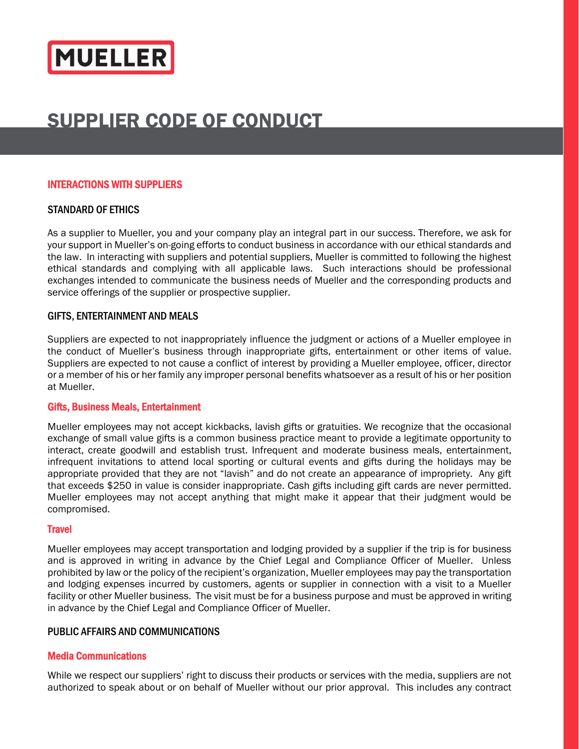# SUPPLIER CODE OF CONDUCT

## INTERACTIONS WITH SUPPLIERS

### STANDARD OF ETHICS

As a supplier to Mueller, you and your company play an integral part in our success. Therefore, we ask for your support in Mueller's on-going efforts to conduct business in accordance with our ethical standards and the law. In interacting with suppliers and potential suppliers, Mueller is committed to following the highest ethical standards and complying with all applicable laws. Such interactions should be professional exchanges intended to communicate the business needs of Mueller and the corresponding products and service offerings of the supplier or prospective supplier.

### GIFTS, ENTERTAINMENT AND MEALS

Suppliers are expected to not inappropriately influence the judgment or actions of a Mueller employee in the conduct of Mueller's business through inappropriate gifts, entertainment or other items of value. Suppliers are expected to not cause a conflict of interest by providing a Mueller employee, officer, director or a member of his or her family any improper personal benefits whatsoever as a result of his or her position at Mueller.

#### Gifts, Business Meals, Entertainment

Mueller employees may not accept kickbacks, lavish gifts or gratuities. We recognize that the occasional exchange of small value gifts is a common business practice meant to provide a legitimate opportunity to interact, create goodwill and establish trust. Infrequent and moderate business meals, entertainment, infrequent invitations to attend local sporting or cultural events and gifts during the holidays may be appropriate provided that they are not "lavish" and do not create an appearance of impropriety. Any gift that exceeds $250 in value is consider inappropriate. Cash gifts including gift cards are never permitted. Mueller employees may not accept anything that might make it appear that their judgment would be compromised.

#### Travel

Mueller employees may accept transportation and lodging provided by a supplier if the trip is for business and is approved in writing in advance by the Chief Legal and Compliance Officer of Mueller. Unless prohibited by law or the policy of the recipient's organization, Mueller employees may pay the transportation and lodging expenses incurred by customers, agents or supplier in connection with a visit to a Mueller facility or other Mueller business. The visit must be for a business purpose and must be approved in writing in advance by the Chief Legal and Compliance Officer of Mueller.

### PUBLIC AFFAIRS AND COMMUNICATIONS

#### Media Communications

While we respect our suppliers' right to discuss their products or services with the media, suppliers are not authorized to speak about or on behalf of Mueller without our prior approval. This includes any contract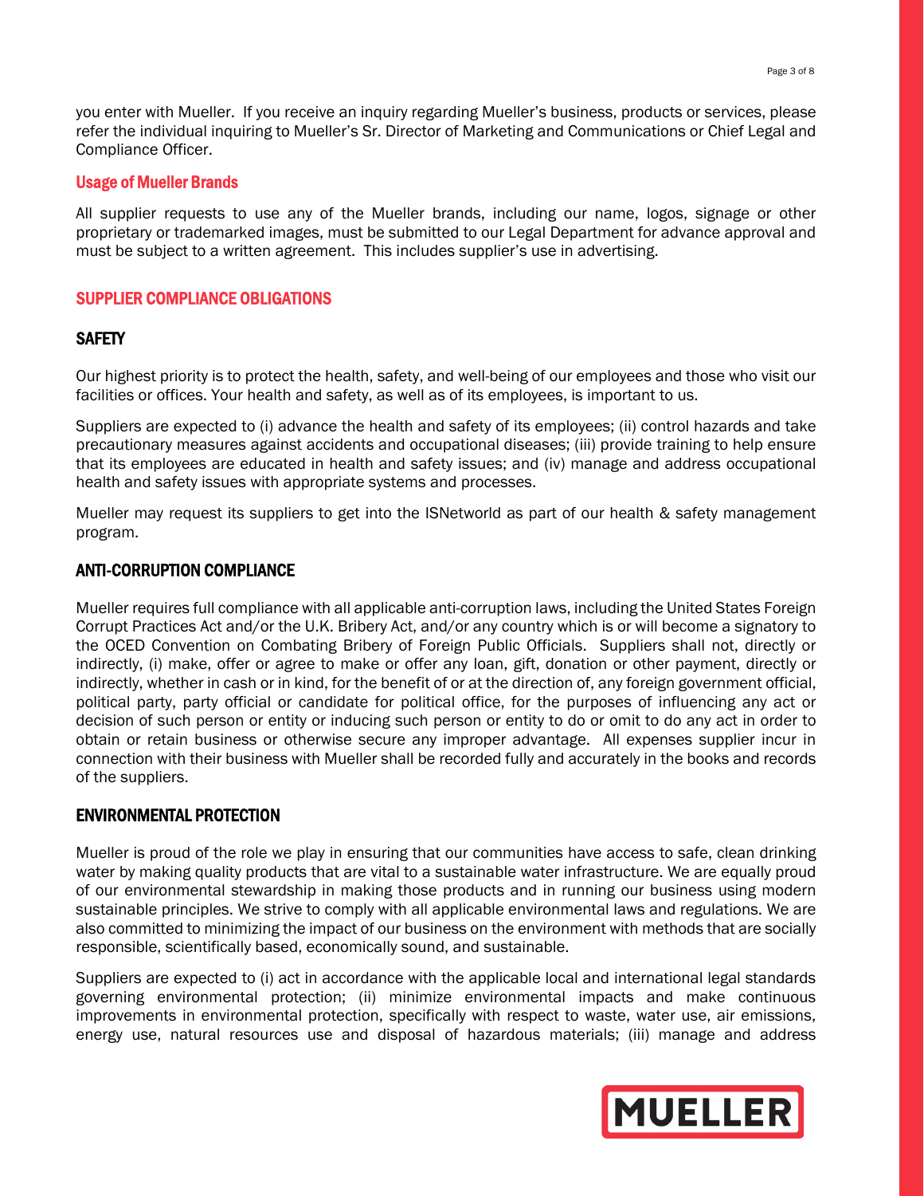you enter with Mueller. If you receive an inquiry regarding Mueller's business, products or services, please refer the individual inquiring to Mueller's Sr. Director of Marketing and Communications or Chief Legal and Compliance Officer.

### Usage of Mueller Brands

All supplier requests to use any of the Mueller brands, including our name, logos, signage or other proprietary or trademarked images, must be submitted to our Legal Department for advance approval and must be subject to a written agreement. This includes supplier's use in advertising.

## SUPPLIER COMPLIANCE OBLIGATIONS

### SAFETY

Our highest priority is to protect the health, safety, and well-being of our employees and those who visit our facilities or offices. Your health and safety, as well as of its employees, is important to us.

Suppliers are expected to (i) advance the health and safety of its employees; (ii) control hazards and take precautionary measures against accidents and occupational diseases; (iii) provide training to help ensure that its employees are educated in health and safety issues; and (iv) manage and address occupational health and safety issues with appropriate systems and processes.

Mueller may request its suppliers to get into the ISNetworld as part of our health & safety management program.

### ANTI-CORRUPTION COMPLIANCE

Mueller requires full compliance with all applicable anti-corruption laws, including the United States Foreign Corrupt Practices Act and/or the U.K. Bribery Act, and/or any country which is or will become a signatory to the OCED Convention on Combating Bribery of Foreign Public Officials. Suppliers shall not, directly or indirectly, (i) make, offer or agree to make or offer any loan, gift, donation or other payment, directly or indirectly, whether in cash or in kind, for the benefit of or at the direction of, any foreign government official, political party, party official or candidate for political office, for the purposes of influencing any act or decision of such person or entity or inducing such person or entity to do or omit to do any act in order to obtain or retain business or otherwise secure any improper advantage. All expenses supplier incur in connection with their business with Mueller shall be recorded fully and accurately in the books and records of the suppliers.

### ENVIRONMENTAL PROTECTION

Mueller is proud of the role we play in ensuring that our communities have access to safe, clean drinking water by making quality products that are vital to a sustainable water infrastructure. We are equally proud of our environmental stewardship in making those products and in running our business using modern sustainable principles. We strive to comply with all applicable environmental laws and regulations. We are also committed to minimizing the impact of our business on the environment with methods that are socially responsible, scientifically based, economically sound, and sustainable.

Suppliers are expected to (i) act in accordance with the applicable local and international legal standards governing environmental protection; (ii) minimize environmental impacts and make continuous improvements in environmental protection, specifically with respect to waste, water use, air emissions, energy use, natural resources use and disposal of hazardous materials; (iii) manage and address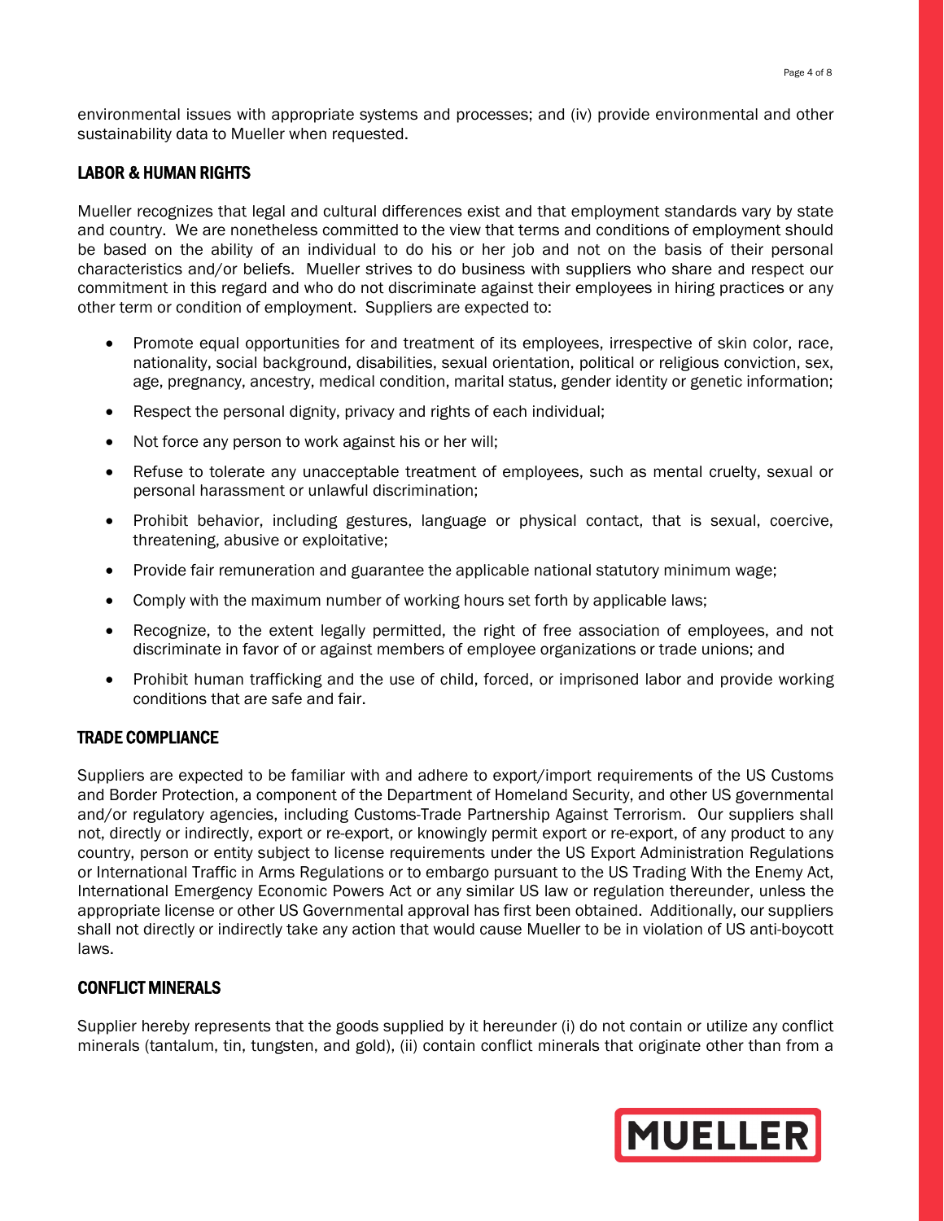environmental issues with appropriate systems and processes; and (iv) provide environmental and other sustainability data to Mueller when requested.

## LABOR & HUMAN RIGHTS

Mueller recognizes that legal and cultural differences exist and that employment standards vary by state and country. We are nonetheless committed to the view that terms and conditions of employment should be based on the ability of an individual to do his or her job and not on the basis of their personal characteristics and/or beliefs. Mueller strives to do business with suppliers who share and respect our commitment in this regard and who do not discriminate against their employees in hiring practices or any other term or condition of employment. Suppliers are expected to:

- Promote equal opportunities for and treatment of its employees, irrespective of skin color, race, nationality, social background, disabilities, sexual orientation, political or religious conviction, sex, age, pregnancy, ancestry, medical condition, marital status, gender identity or genetic information;
- Respect the personal dignity, privacy and rights of each individual;
- Not force any person to work against his or her will;
- Refuse to tolerate any unacceptable treatment of employees, such as mental cruelty, sexual or personal harassment or unlawful discrimination;
- Prohibit behavior, including gestures, language or physical contact, that is sexual, coercive, threatening, abusive or exploitative;
- Provide fair remuneration and guarantee the applicable national statutory minimum wage;
- Comply with the maximum number of working hours set forth by applicable laws;
- Recognize, to the extent legally permitted, the right of free association of employees, and not discriminate in favor of or against members of employee organizations or trade unions; and
- Prohibit human trafficking and the use of child, forced, or imprisoned labor and provide working conditions that are safe and fair.

## TRADE COMPLIANCE

Suppliers are expected to be familiar with and adhere to export/import requirements of the US Customs and Border Protection, a component of the Department of Homeland Security, and other US governmental and/or regulatory agencies, including Customs-Trade Partnership Against Terrorism. Our suppliers shall not, directly or indirectly, export or re-export, or knowingly permit export or re-export, of any product to any country, person or entity subject to license requirements under the US Export Administration Regulations or International Traffic in Arms Regulations or to embargo pursuant to the US Trading With the Enemy Act, International Emergency Economic Powers Act or any similar US law or regulation thereunder, unless the appropriate license or other US Governmental approval has first been obtained. Additionally, our suppliers shall not directly or indirectly take any action that would cause Mueller to be in violation of US anti-boycott laws.

## CONFLICT MINERALS

Supplier hereby represents that the goods supplied by it hereunder (i) do not contain or utilize any conflict minerals (tantalum, tin, tungsten, and gold), (ii) contain conflict minerals that originate other than from a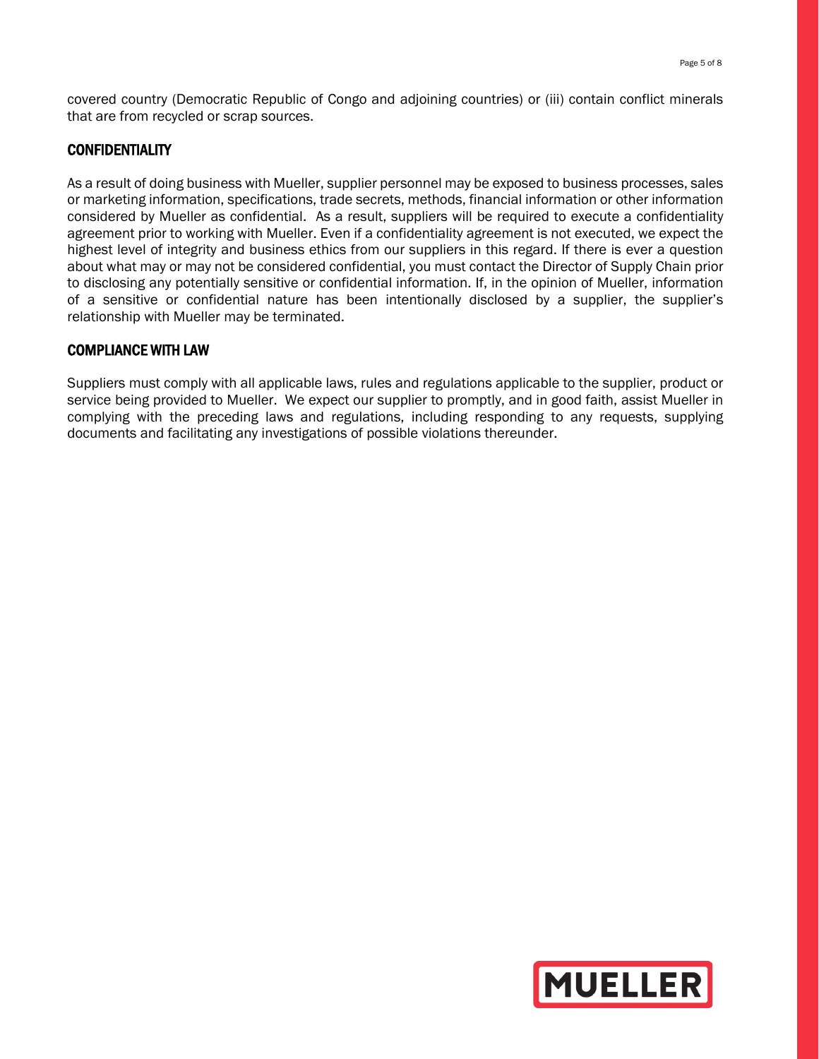covered country (Democratic Republic of Congo and adjoining countries) or (iii) contain conflict minerals that are from recycled or scrap sources.

## CONFIDENTIALITY

As a result of doing business with Mueller, supplier personnel may be exposed to business processes, sales or marketing information, specifications, trade secrets, methods, financial information or other information considered by Mueller as confidential. As a result, suppliers will be required to execute a confidentiality agreement prior to working with Mueller. Even if a confidentiality agreement is not executed, we expect the highest level of integrity and business ethics from our suppliers in this regard. If there is ever a question about what may or may not be considered confidential, you must contact the Director of Supply Chain prior to disclosing any potentially sensitive or confidential information. If, in the opinion of Mueller, information of a sensitive or confidential nature has been intentionally disclosed by a supplier, the supplier's relationship with Mueller may be terminated.

## COMPLIANCE WITH LAW

Suppliers must comply with all applicable laws, rules and regulations applicable to the supplier, product or service being provided to Mueller. We expect our supplier to promptly, and in good faith, assist Mueller in complying with the preceding laws and regulations, including responding to any requests, supplying documents and facilitating any investigations of possible violations thereunder.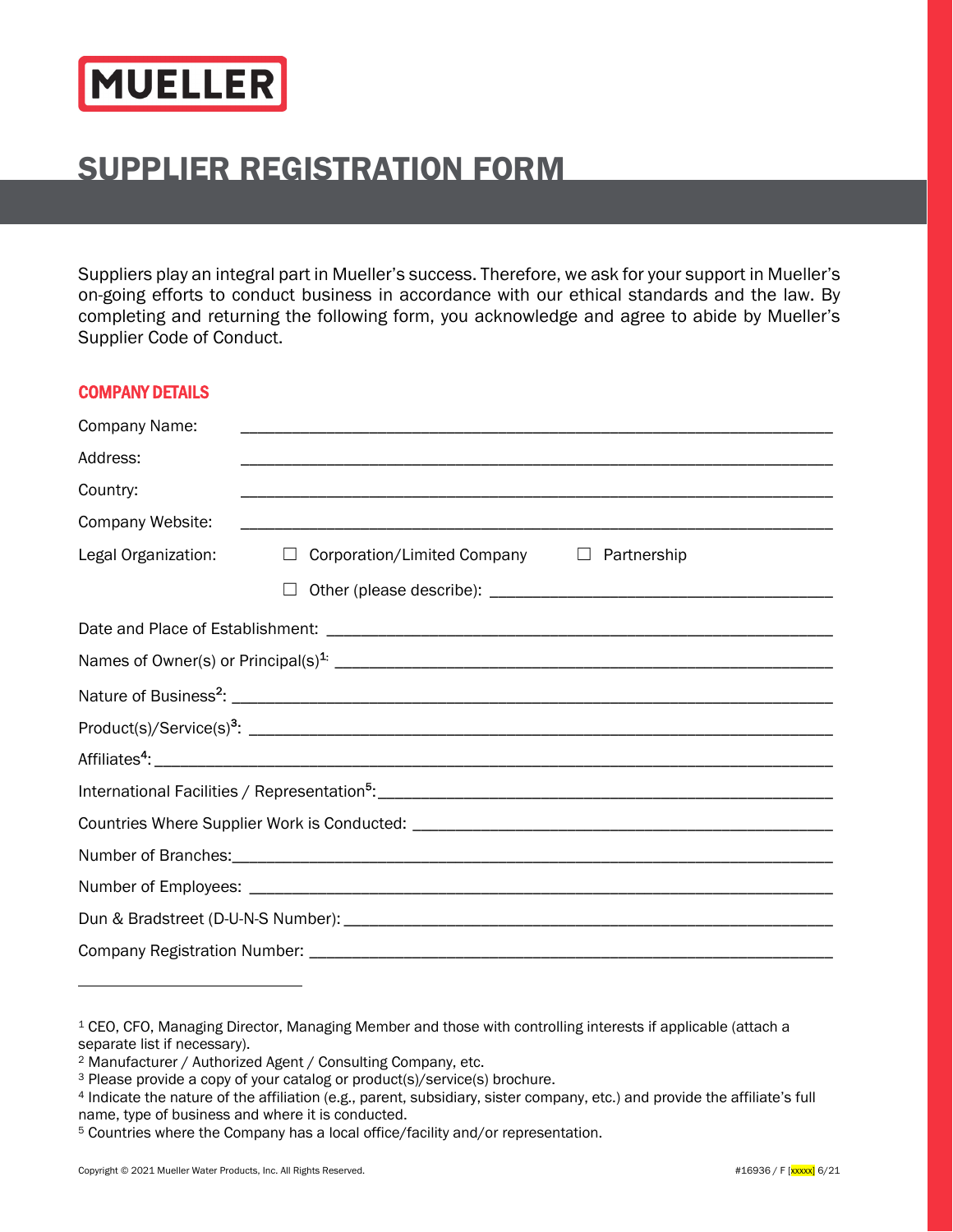MUELLER

# SUPPLIER REGISTRATION FORM

Suppliers play an integral part in Mueller's success. Therefore, we ask for your support in Mueller's on-going efforts to conduct business in accordance with our ethical standards and the law. By completing and returning the following form, you acknowledge and agree to abide by Mueller's Supplier Code of Conduct.

## COMPANY DETAILS

Company Name: ______________________________________________________________

Address: ______________________________________________________________

Country: ______________________________________________________________

Company Website: ______________________________________________________________

Legal Organization: ☐ Corporation/Limited Company ☐ Partnership

☐ Other (please describe): ____________________________________

Date and Place of Establishment: ______________________________________________________

Names of Owner(s) or Principal(s)[1]: ______________________________________________________

Nature of Business[2]: ______________________________________________________________

Product(s)/Service(s)[3]: ______________________________________________________________

Affiliates[4]: ______________________________________________________________

International Facilities / Representation[5]: ______________________________________________

Countries Where Supplier Work is Conducted: ______________________________________________

Number of Branches: ______________________________________________________________

Number of Employees: ______________________________________________________________

Dun & Bradstreet (D-U-N-S Number): ______________________________________________________

Company Registration Number: ______________________________________________________

---

[1] CEO, CFO, Managing Director, Managing Member and those with controlling interests if applicable (attach a separate list if necessary).
[2] Manufacturer / Authorized Agent / Consulting Company, etc.
[3] Please provide a copy of your catalog or product(s)/service(s) brochure.
[4] Indicate the nature of the affiliation (e.g., parent, subsidiary, sister company, etc.) and provide the affiliate's full name, type of business and where it is conducted.
[5] Countries where the Company has a local office/facility and/or representation.

Copyright © 2021 Mueller Water Products, Inc. All Rights Reserved. #16936 / F [xxxxx] 6/21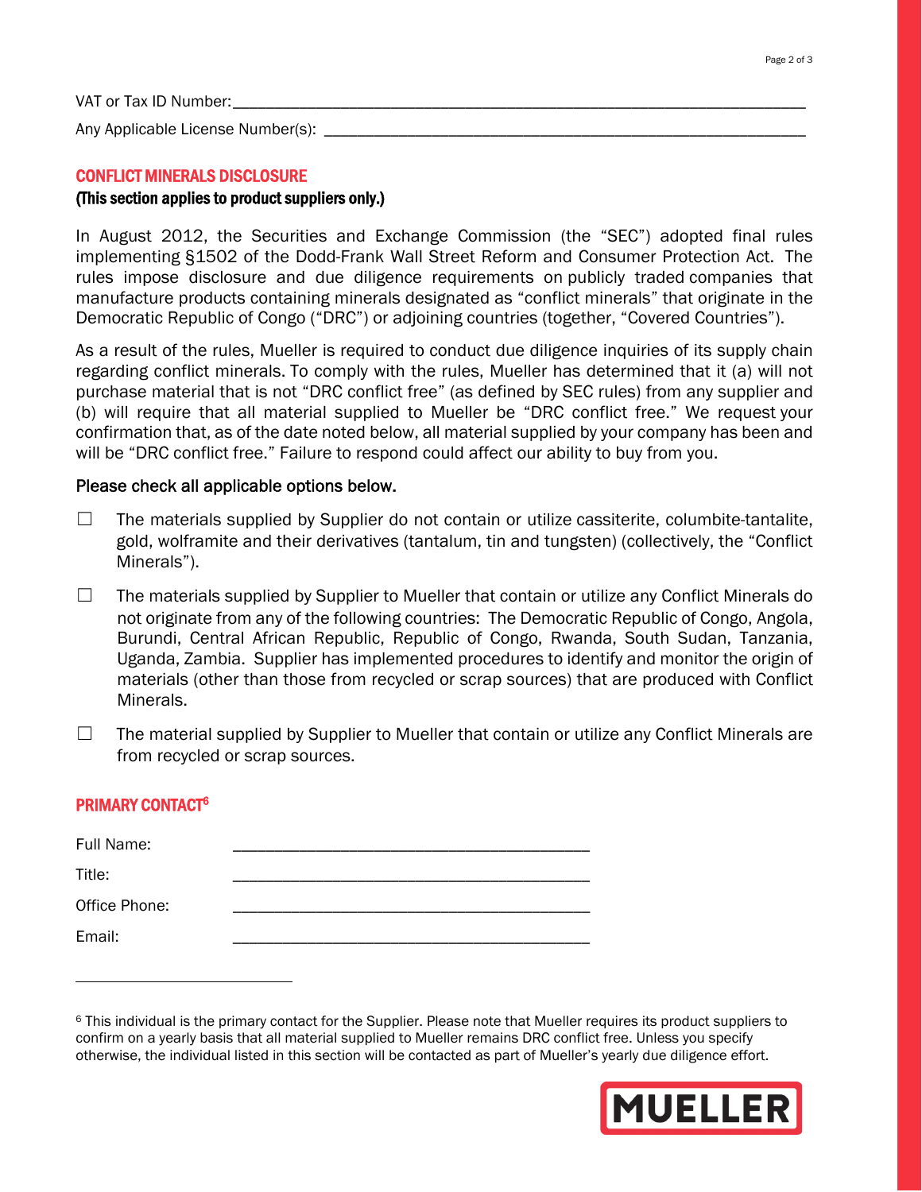VAT or Tax ID Number: ______________________________________________________________

Any Applicable License Number(s): ______________________________________________________

## CONFLICT MINERALS DISCLOSURE

**(This section applies to product suppliers only.)**

In August 2012, the Securities and Exchange Commission (the "SEC") adopted final rules implementing §1502 of the Dodd-Frank Wall Street Reform and Consumer Protection Act. The rules impose disclosure and due diligence requirements on publicly traded companies that manufacture products containing minerals designated as "conflict minerals" that originate in the Democratic Republic of Congo ("DRC") or adjoining countries (together, "Covered Countries").

As a result of the rules, Mueller is required to conduct due diligence inquiries of its supply chain regarding conflict minerals. To comply with the rules, Mueller has determined that it (a) will not purchase material that is not "DRC conflict free" (as defined by SEC rules) from any supplier and (b) will require that all material supplied to Mueller be "DRC conflict free." We request your confirmation that, as of the date noted below, all material supplied by your company has been and will be "DRC conflict free." Failure to respond could affect our ability to buy from you.

Please check all applicable options below.

☐ The materials supplied by Supplier do not contain or utilize cassiterite, columbite-tantalite, gold, wolframite and their derivatives (tantalum, tin and tungsten) (collectively, the "Conflict Minerals").

☐ The materials supplied by Supplier to Mueller that contain or utilize any Conflict Minerals do not originate from any of the following countries: The Democratic Republic of Congo, Angola, Burundi, Central African Republic, Republic of Congo, Rwanda, South Sudan, Tanzania, Uganda, Zambia. Supplier has implemented procedures to identify and monitor the origin of materials (other than those from recycled or scrap sources) that are produced with Conflict Minerals.

☐ The material supplied by Supplier to Mueller that contain or utilize any Conflict Minerals are from recycled or scrap sources.

## PRIMARY CONTACT[6]

Full Name: ________________________________________

Title: ________________________________________

Office Phone: ________________________________________

Email: ________________________________________

---

[6] This individual is the primary contact for the Supplier. Please note that Mueller requires its product suppliers to confirm on a yearly basis that all material supplied to Mueller remains DRC conflict free. Unless you specify otherwise, the individual listed in this section will be contacted as part of Mueller's yearly due diligence effort.

MUELLER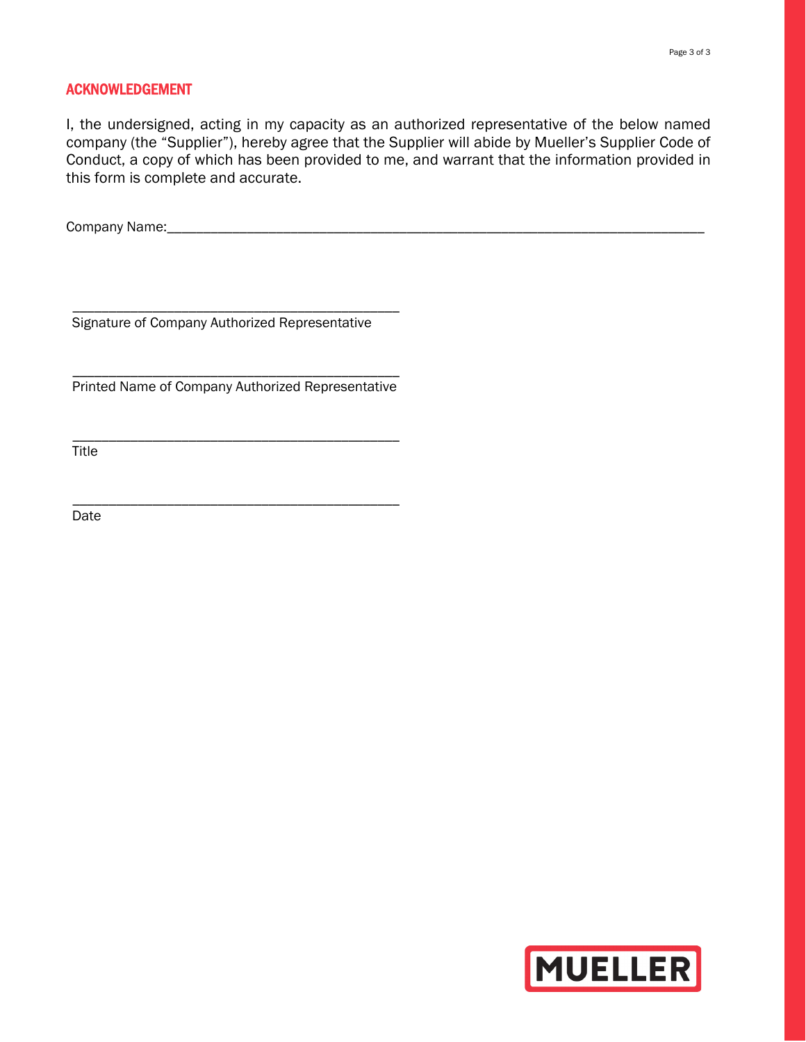## ACKNOWLEDGEMENT

I, the undersigned, acting in my capacity as an authorized representative of the below named company (the "Supplier"), hereby agree that the Supplier will abide by Mueller's Supplier Code of Conduct, a copy of which has been provided to me, and warrant that the information provided in this form is complete and accurate.

Company Name:______________________________________________________________________

_____________________________________________
Signature of Company Authorized Representative

_____________________________________________
Printed Name of Company Authorized Representative

_____________________________________________
Title

_____________________________________________
Date

MUELLER